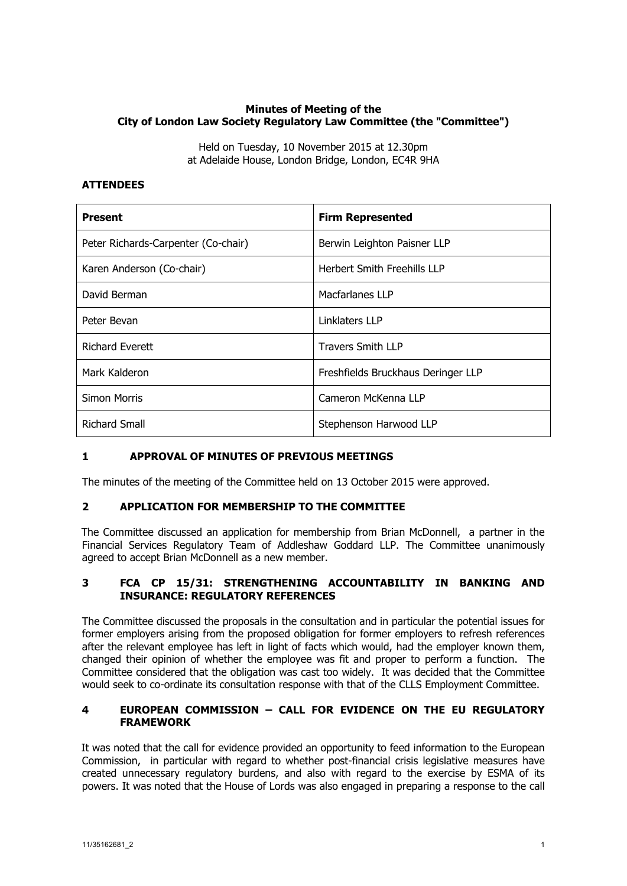**Minutes of Meeting of the City of London Law Society Regulatory Law Committee (the "Committee")**

Held on Tuesday, 10 November 2015 at 12.30pm
at Adelaide House, London Bridge, London, EC4R 9HA

## ATTENDEES

| Present | Firm Represented |
| --- | --- |
| Peter Richards-Carpenter (Co-chair) | Berwin Leighton Paisner LLP |
| Karen Anderson (Co-chair) | Herbert Smith Freehills LLP |
| David Berman | Macfarlanes LLP |
| Peter Bevan | Linklaters LLP |
| Richard Everett | Travers Smith LLP |
| Mark Kalderon | Freshfields Bruckhaus Deringer LLP |
| Simon Morris | Cameron McKenna LLP |
| Richard Small | Stephenson Harwood LLP |

## 1 APPROVAL OF MINUTES OF PREVIOUS MEETINGS

The minutes of the meeting of the Committee held on 13 October 2015 were approved.

## 2 APPLICATION FOR MEMBERSHIP TO THE COMMITTEE

The Committee discussed an application for membership from Brian McDonnell, a partner in the Financial Services Regulatory Team of Addleshaw Goddard LLP. The Committee unanimously agreed to accept Brian McDonnell as a new member.

## 3 FCA CP 15/31: STRENGTHENING ACCOUNTABILITY IN BANKING AND INSURANCE: REGULATORY REFERENCES

The Committee discussed the proposals in the consultation and in particular the potential issues for former employers arising from the proposed obligation for former employers to refresh references after the relevant employee has left in light of facts which would, had the employer known them, changed their opinion of whether the employee was fit and proper to perform a function. The Committee considered that the obligation was cast too widely. It was decided that the Committee would seek to co-ordinate its consultation response with that of the CLLS Employment Committee.

## 4 EUROPEAN COMMISSION – CALL FOR EVIDENCE ON THE EU REGULATORY FRAMEWORK

It was noted that the call for evidence provided an opportunity to feed information to the European Commission, in particular with regard to whether post-financial crisis legislative measures have created unnecessary regulatory burdens, and also with regard to the exercise by ESMA of its powers. It was noted that the House of Lords was also engaged in preparing a response to the call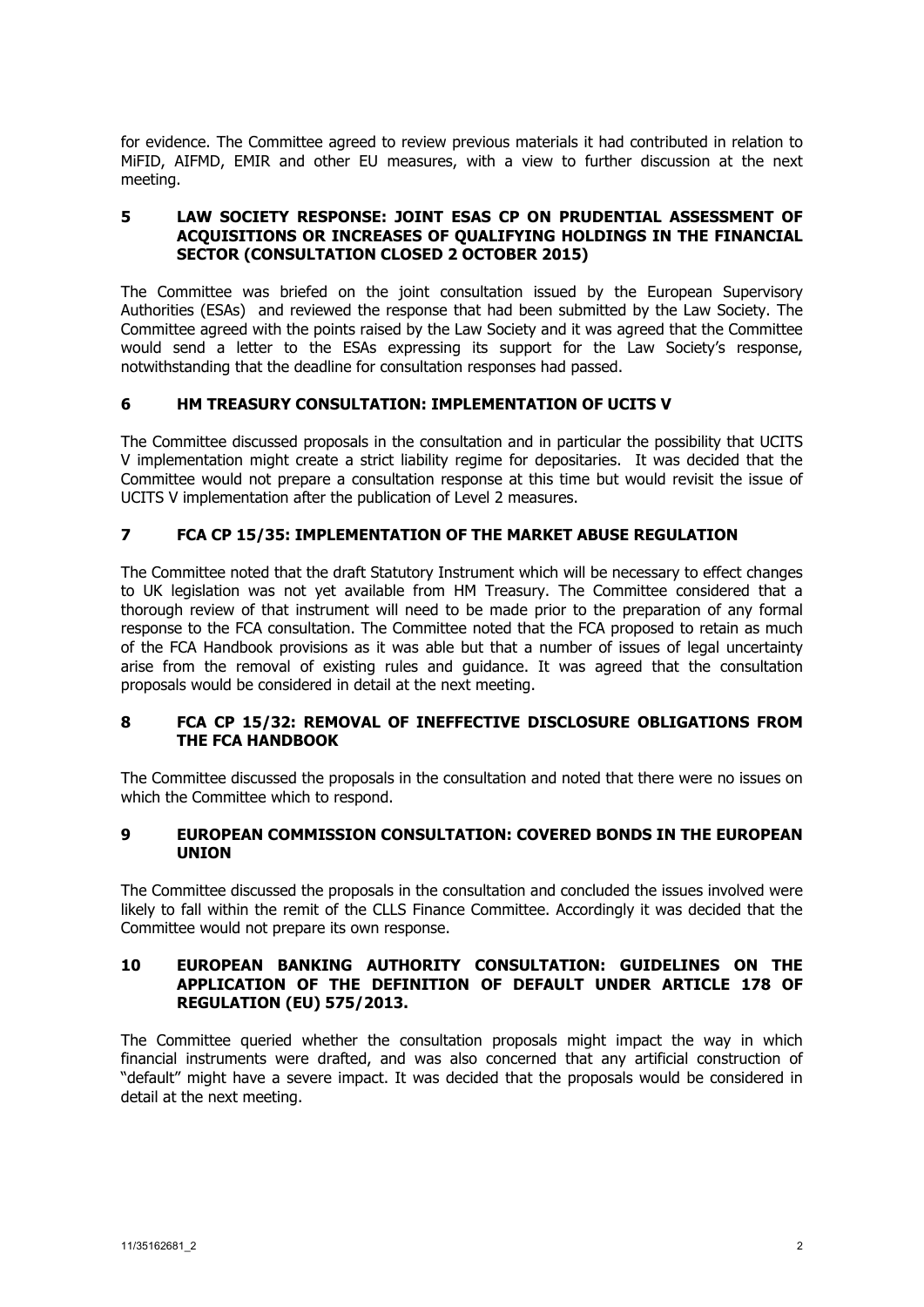for evidence. The Committee agreed to review previous materials it had contributed in relation to MiFID, AIFMD, EMIR and other EU measures, with a view to further discussion at the next meeting.

## 5 LAW SOCIETY RESPONSE: JOINT ESAS CP ON PRUDENTIAL ASSESSMENT OF ACQUISITIONS OR INCREASES OF QUALIFYING HOLDINGS IN THE FINANCIAL SECTOR (CONSULTATION CLOSED 2 OCTOBER 2015)

The Committee was briefed on the joint consultation issued by the European Supervisory Authorities (ESAs) and reviewed the response that had been submitted by the Law Society. The Committee agreed with the points raised by the Law Society and it was agreed that the Committee would send a letter to the ESAs expressing its support for the Law Society's response, notwithstanding that the deadline for consultation responses had passed.

## 6 HM TREASURY CONSULTATION: IMPLEMENTATION OF UCITS V

The Committee discussed proposals in the consultation and in particular the possibility that UCITS V implementation might create a strict liability regime for depositaries. It was decided that the Committee would not prepare a consultation response at this time but would revisit the issue of UCITS V implementation after the publication of Level 2 measures.

## 7 FCA CP 15/35: IMPLEMENTATION OF THE MARKET ABUSE REGULATION

The Committee noted that the draft Statutory Instrument which will be necessary to effect changes to UK legislation was not yet available from HM Treasury. The Committee considered that a thorough review of that instrument will need to be made prior to the preparation of any formal response to the FCA consultation. The Committee noted that the FCA proposed to retain as much of the FCA Handbook provisions as it was able but that a number of issues of legal uncertainty arise from the removal of existing rules and guidance. It was agreed that the consultation proposals would be considered in detail at the next meeting.

## 8 FCA CP 15/32: REMOVAL OF INEFFECTIVE DISCLOSURE OBLIGATIONS FROM THE FCA HANDBOOK

The Committee discussed the proposals in the consultation and noted that there were no issues on which the Committee which to respond.

## 9 EUROPEAN COMMISSION CONSULTATION: COVERED BONDS IN THE EUROPEAN UNION

The Committee discussed the proposals in the consultation and concluded the issues involved were likely to fall within the remit of the CLLS Finance Committee. Accordingly it was decided that the Committee would not prepare its own response.

## 10 EUROPEAN BANKING AUTHORITY CONSULTATION: GUIDELINES ON THE APPLICATION OF THE DEFINITION OF DEFAULT UNDER ARTICLE 178 OF REGULATION (EU) 575/2013.

The Committee queried whether the consultation proposals might impact the way in which financial instruments were drafted, and was also concerned that any artificial construction of "default" might have a severe impact. It was decided that the proposals would be considered in detail at the next meeting.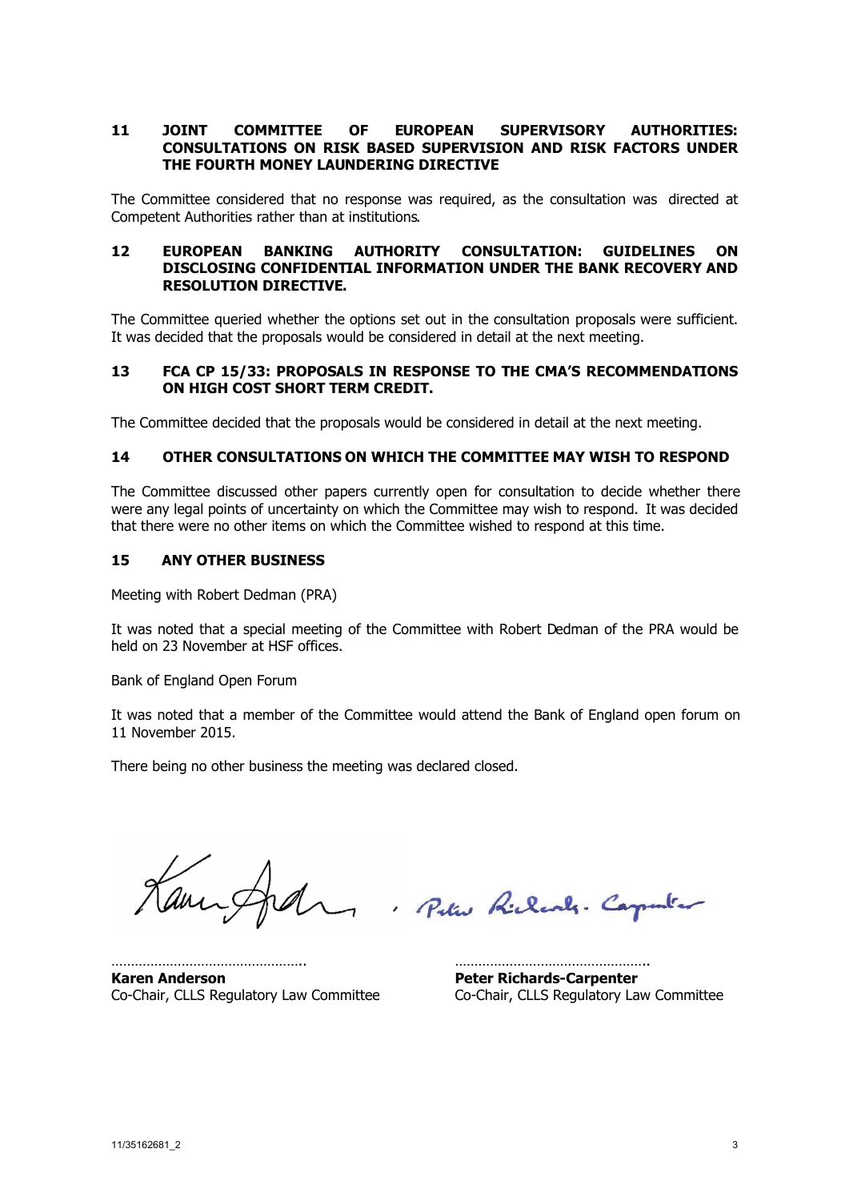## 11 JOINT COMMITTEE OF EUROPEAN SUPERVISORY AUTHORITIES: CONSULTATIONS ON RISK BASED SUPERVISION AND RISK FACTORS UNDER THE FOURTH MONEY LAUNDERING DIRECTIVE

The Committee considered that no response was required, as the consultation was directed at Competent Authorities rather than at institutions.

## 12 EUROPEAN BANKING AUTHORITY CONSULTATION: GUIDELINES ON DISCLOSING CONFIDENTIAL INFORMATION UNDER THE BANK RECOVERY AND RESOLUTION DIRECTIVE.

The Committee queried whether the options set out in the consultation proposals were sufficient. It was decided that the proposals would be considered in detail at the next meeting.

## 13 FCA CP 15/33: PROPOSALS IN RESPONSE TO THE CMA'S RECOMMENDATIONS ON HIGH COST SHORT TERM CREDIT.

The Committee decided that the proposals would be considered in detail at the next meeting.

## 14 OTHER CONSULTATIONS ON WHICH THE COMMITTEE MAY WISH TO RESPOND

The Committee discussed other papers currently open for consultation to decide whether there were any legal points of uncertainty on which the Committee may wish to respond. It was decided that there were no other items on which the Committee wished to respond at this time.

## 15 ANY OTHER BUSINESS

Meeting with Robert Dedman (PRA)

It was noted that a special meeting of the Committee with Robert Dedman of the PRA would be held on 23 November at HSF offices.

Bank of England Open Forum

It was noted that a member of the Committee would attend the Bank of England open forum on 11 November 2015.

There being no other business the meeting was declared closed.

…………………………………………..
**Karen Anderson**
Co-Chair, CLLS Regulatory Law Committee

…………………………………………..
**Peter Richards-Carpenter**
Co-Chair, CLLS Regulatory Law Committee

11/35162681_2